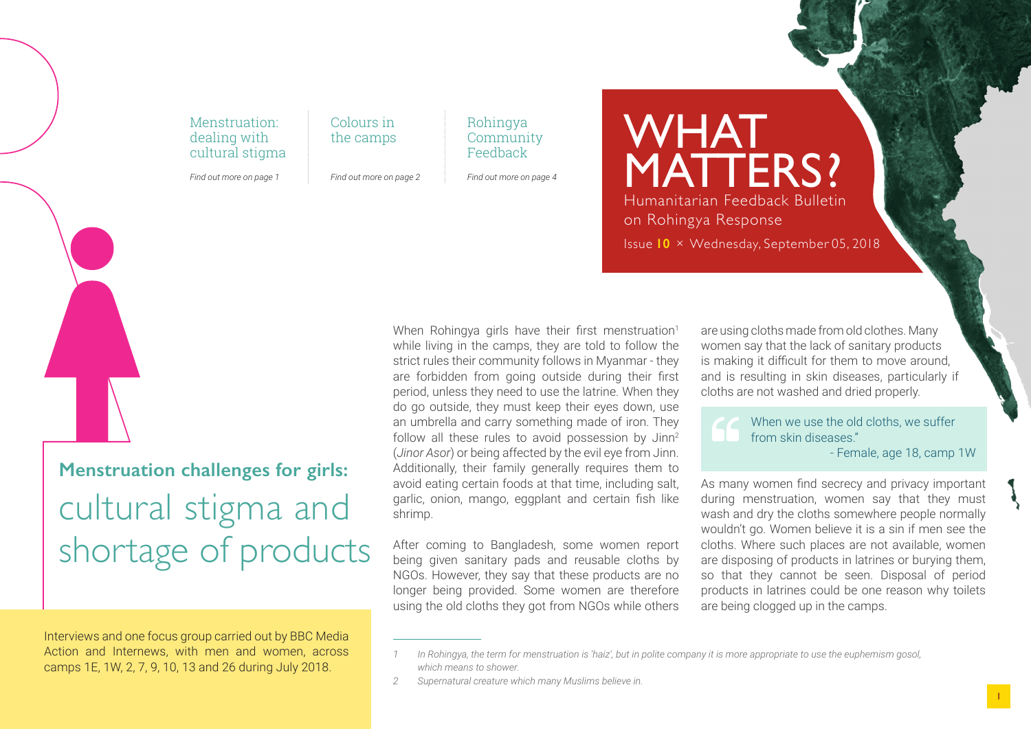Menstruation: dealing with cultural stigma

*Find out more on page 1*

Colours in the camps

*Find out more on page 2*

Rohingya Community Feedback

*Find out more on page 4*

# WHAT MATTERS?

Humanitarian Feedback Bulletin on Rohingya Response

Issue **10** × Wednesday, September 05, 2018

## **Menstruation challenges for girls:** cultural stigma and shortage of products

Interviews and one focus group carried out by BBC Media Action and Internews, with men and women, across camps 1E, 1W, 2, 7, 9, 10, 13 and 26 during July 2018.

When Rohingya girls have their first menstruation[1] while living in the camps, they are told to follow the strict rules their community follows in Myanmar - they are forbidden from going outside during their first period, unless they need to use the latrine. When they do go outside, they must keep their eyes down, use an umbrella and carry something made of iron. They follow all these rules to avoid possession by Jinn[2] (*Jinor Asor*) or being affected by the evil eye from Jinn. Additionally, their family generally requires them to avoid eating certain foods at that time, including salt, garlic, onion, mango, eggplant and certain fish like shrimp.

After coming to Bangladesh, some women report being given sanitary pads and reusable cloths by NGOs. However, they say that these products are no longer being provided. Some women are therefore using the old cloths they got from NGOs while others are using cloths made from old clothes. Many women say that the lack of sanitary products is making it difficult for them to move around, and is resulting in skin diseases, particularly if cloths are not washed and dried properly.

> When we use the old cloths, we suffer from skin diseases."
>
> - Female, age 18, camp 1W

As many women find secrecy and privacy important during menstruation, women say that they must wash and dry the cloths somewhere people normally wouldn't go. Women believe it is a sin if men see the cloths. Where such places are not available, women are disposing of products in latrines or burying them, so that they cannot be seen. Disposal of period products in latrines could be one reason why toilets are being clogged up in the camps.

---

1 *In Rohingya, the term for menstruation is 'haiz', but in polite company it is more appropriate to use the euphemism gosol, which means to shower.*

2 *Supernatural creature which many Muslims believe in.*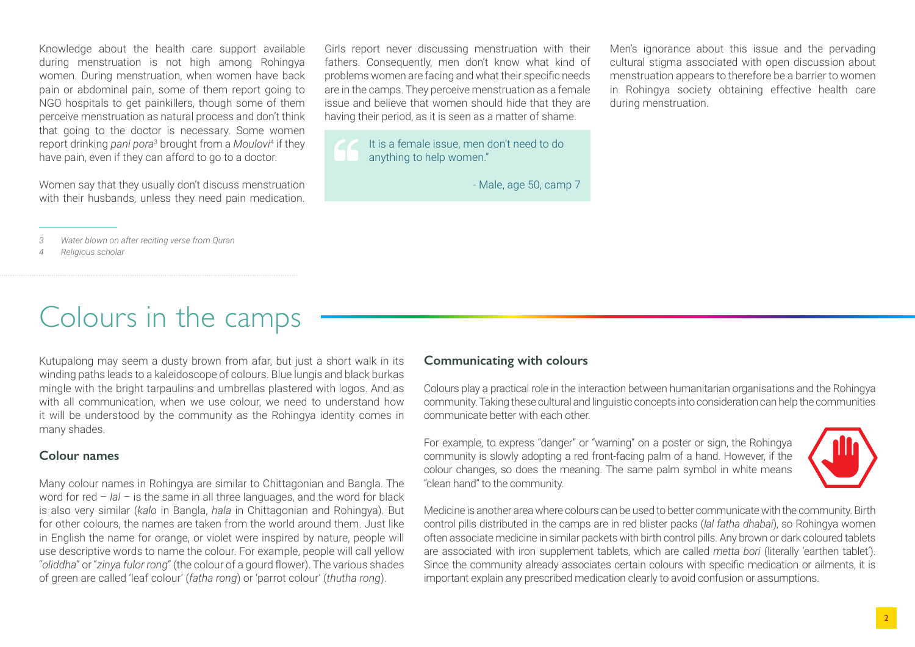Knowledge about the health care support available during menstruation is not high among Rohingya women. During menstruation, when women have back pain or abdominal pain, some of them report going to NGO hospitals to get painkillers, though some of them perceive menstruation as natural process and don't think that going to the doctor is necessary. Some women report drinking *pani pora*[3] brought from a *Moulovi*[4] if they have pain, even if they can afford to go to a doctor.

Women say that they usually don't discuss menstruation with their husbands, unless they need pain medication.

Girls report never discussing menstruation with their fathers. Consequently, men don't know what kind of problems women are facing and what their specific needs are in the camps. They perceive menstruation as a female issue and believe that women should hide that they are having their period, as it is seen as a matter of shame.

> It is a female issue, men don't need to do anything to help women."
>
> \- Male, age 50, camp 7

Men's ignorance about this issue and the pervading cultural stigma associated with open discussion about menstruation appears to therefore be a barrier to women in Rohingya society obtaining effective health care during menstruation.

3 *Water blown on after reciting verse from Quran*
4 *Religious scholar*

# Colours in the camps

Kutupalong may seem a dusty brown from afar, but just a short walk in its winding paths leads to a kaleidoscope of colours. Blue lungis and black burkas mingle with the bright tarpaulins and umbrellas plastered with logos. And as with all communication, when we use colour, we need to understand how it will be understood by the community as the Rohingya identity comes in many shades.

### Colour names

Many colour names in Rohingya are similar to Chittagonian and Bangla. The word for red – *lal* – is the same in all three languages, and the word for black is also very similar (*kalo* in Bangla, *hala* in Chittagonian and Rohingya). But for other colours, the names are taken from the world around them. Just like in English the name for orange, or violet were inspired by nature, people will use descriptive words to name the colour. For example, people will call yellow "*oliddha*" or "*zinya fulor rong*" (the colour of a gourd flower). The various shades of green are called 'leaf colour' (*fatha rong*) or 'parrot colour' (*thutha rong*).

### Communicating with colours

Colours play a practical role in the interaction between humanitarian organisations and the Rohingya community. Taking these cultural and linguistic concepts into consideration can help the communities communicate better with each other.

For example, to express "danger" or "warning" on a poster or sign, the Rohingya community is slowly adopting a red front-facing palm of a hand. However, if the colour changes, so does the meaning. The same palm symbol in white means "clean hand" to the community.

Medicine is another area where colours can be used to better communicate with the community. Birth control pills distributed in the camps are in red blister packs (*lal fatha dhabai*), so Rohingya women often associate medicine in similar packets with birth control pills. Any brown or dark coloured tablets are associated with iron supplement tablets, which are called *metta bori* (literally 'earthen tablet'). Since the community already associates certain colours with specific medication or ailments, it is important explain any prescribed medication clearly to avoid confusion or assumptions.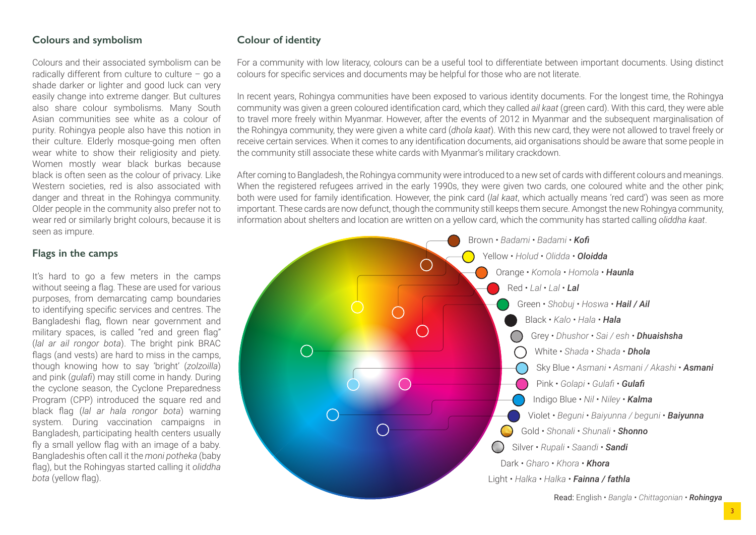## Colours and symbolism

Colours and their associated symbolism can be radically different from culture to culture – go a shade darker or lighter and good luck can very easily change into extreme danger. But cultures also share colour symbolisms. Many South Asian communities see white as a colour of purity. Rohingya people also have this notion in their culture. Elderly mosque-going men often wear white to show their religiosity and piety. Women mostly wear black burkas because black is often seen as the colour of privacy. Like Western societies, red is also associated with danger and threat in the Rohingya community. Older people in the community also prefer not to wear red or similarly bright colours, because it is seen as impure.

## Flags in the camps

It's hard to go a few meters in the camps without seeing a flag. These are used for various purposes, from demarcating camp boundaries to identifying specific services and centres. The Bangladeshi flag, flown near government and military spaces, is called "red and green flag" (*lal ar ail rongor bota*). The bright pink BRAC flags (and vests) are hard to miss in the camps, though knowing how to say 'bright' (*zolzoilla*) and pink (*gulafi*) may still come in handy. During the cyclone season, the Cyclone Preparedness Program (CPP) introduced the square red and black flag (*lal ar hala rongor bota*) warning system. During vaccination campaigns in Bangladesh, participating health centers usually fly a small yellow flag with an image of a baby. Bangladeshis often call it the *moni potheka* (baby flag), but the Rohingyas started calling it *oliddha bota* (yellow flag).

## Colour of identity

For a community with low literacy, colours can be a useful tool to differentiate between important documents. Using distinct colours for specific services and documents may be helpful for those who are not literate.

In recent years, Rohingya communities have been exposed to various identity documents. For the longest time, the Rohingya community was given a green coloured identification card, which they called *ail kaat* (green card). With this card, they were able to travel more freely within Myanmar. However, after the events of 2012 in Myanmar and the subsequent marginalisation of the Rohingya community, they were given a white card (*dhola kaat*). With this new card, they were not allowed to travel freely or receive certain services. When it comes to any identification documents, aid organisations should be aware that some people in the community still associate these white cards with Myanmar's military crackdown.

After coming to Bangladesh, the Rohingya community were introduced to a new set of cards with different colours and meanings. When the registered refugees arrived in the early 1990s, they were given two cards, one coloured white and the other pink; both were used for family identification. However, the pink card (*lal kaat*, which actually means 'red card') was seen as more important. These cards are now defunct, though the community still keeps them secure. Amongst the new Rohingya community, information about shelters and location are written on a yellow card, which the community has started calling *oliddha kaat*.

- Brown • *Badami* • *Badami* • ***Kofi***
- Yellow • *Holud* • *Olidda* • ***Oloidda***
- Orange • *Komola* • *Homola* • ***Haunla***
- Red • *Lal* • *Lal* • ***Lal***
- Green • *Shobuj* • *Hoswa* • ***Hail / Ail***
- Black • *Kalo* • *Hala* • ***Hala***
- Grey • *Dhushor* • *Sai / esh* • ***Dhuaishsha***
- White • *Shada* • *Shada* • ***Dhola***
- Sky Blue • *Asmani* • *Asmani / Akashi* • ***Asmani***
- Pink • *Golapi* • *Gulafi* • ***Gulafi***
- Indigo Blue • *Nil* • *Niley* • ***Kalma***
- Violet • *Beguni* • *Baiyunna / beguni* • ***Baiyunna***
- Gold • *Shonali* • *Shunali* • ***Shonno***
- Silver • *Rupali* • *Saandi* • ***Sandi***
- Dark • *Gharo* • *Khora* • ***Khora***
- Light • *Halka* • *Halka* • ***Fainna / fathla***

Read: English • *Bangla* • *Chittagonian* • ***Rohingya***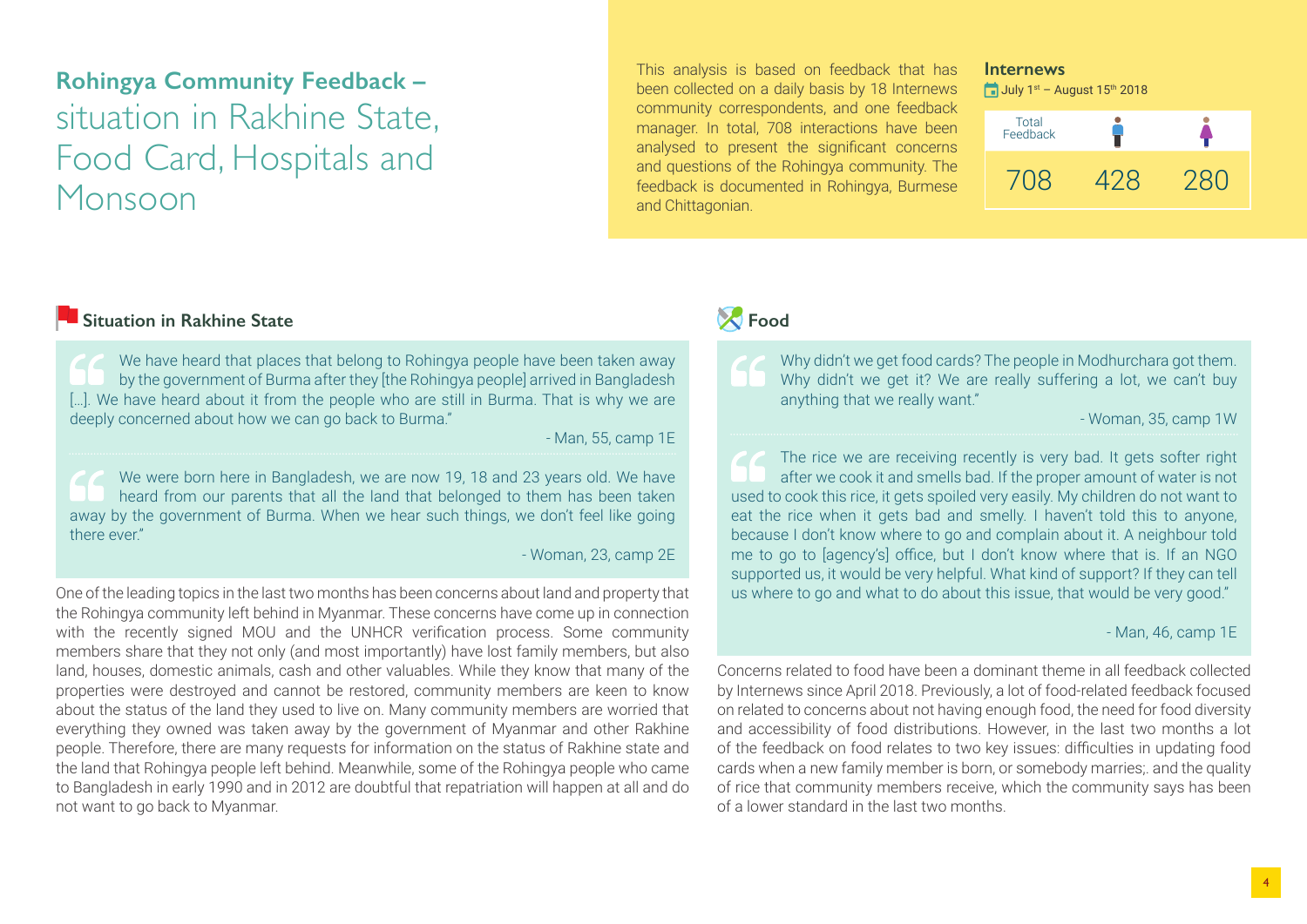## **Rohingya Community Feedback –** situation in Rakhine State, Food Card, Hospitals and Monsoon

This analysis is based on feedback that has been collected on a daily basis by 18 Internews community correspondents, and one feedback manager. In total, 708 interactions have been analysed to present the significant concerns and questions of the Rohingya community. The feedback is documented in Rohingya, Burmese and Chittagonian.

**Internews**

July 1st – August 15th 2018

| Total Feedback | Male | Female |
|---|---|---|
| 708 | 428 | 280 |

### Situation in Rakhine State

> We have heard that places that belong to Rohingya people have been taken away by the government of Burma after they [the Rohingya people] arrived in Bangladesh [...]. We have heard about it from the people who are still in Burma. That is why we are deeply concerned about how we can go back to Burma."
>
> - Man, 55, camp 1E

> We were born here in Bangladesh, we are now 19, 18 and 23 years old. We have heard from our parents that all the land that belonged to them has been taken away by the government of Burma. When we hear such things, we don't feel like going there ever."
>
> - Woman, 23, camp 2E

One of the leading topics in the last two months has been concerns about land and property that the Rohingya community left behind in Myanmar. These concerns have come up in connection with the recently signed MOU and the UNHCR verification process. Some community members share that they not only (and most importantly) have lost family members, but also land, houses, domestic animals, cash and other valuables. While they know that many of the properties were destroyed and cannot be restored, community members are keen to know about the status of the land they used to live on. Many community members are worried that everything they owned was taken away by the government of Myanmar and other Rakhine people. Therefore, there are many requests for information on the status of Rakhine state and the land that Rohingya people left behind. Meanwhile, some of the Rohingya people who came to Bangladesh in early 1990 and in 2012 are doubtful that repatriation will happen at all and do not want to go back to Myanmar.

### Food

> Why didn't we get food cards? The people in Modhurchara got them. Why didn't we get it? We are really suffering a lot, we can't buy anything that we really want."
>
> - Woman, 35, camp 1W

> The rice we are receiving recently is very bad. It gets softer right after we cook it and smells bad. If the proper amount of water is not used to cook this rice, it gets spoiled very easily. My children do not want to eat the rice when it gets bad and smelly. I haven't told this to anyone, because I don't know where to go and complain about it. A neighbour told me to go to [agency's] office, but I don't know where that is. If an NGO supported us, it would be very helpful. What kind of support? If they can tell us where to go and what to do about this issue, that would be very good."
>
> - Man, 46, camp 1E

Concerns related to food have been a dominant theme in all feedback collected by Internews since April 2018. Previously, a lot of food-related feedback focused on related to concerns about not having enough food, the need for food diversity and accessibility of food distributions. However, in the last two months a lot of the feedback on food relates to two key issues: difficulties in updating food cards when a new family member is born, or somebody marries;. and the quality of rice that community members receive, which the community says has been of a lower standard in the last two months.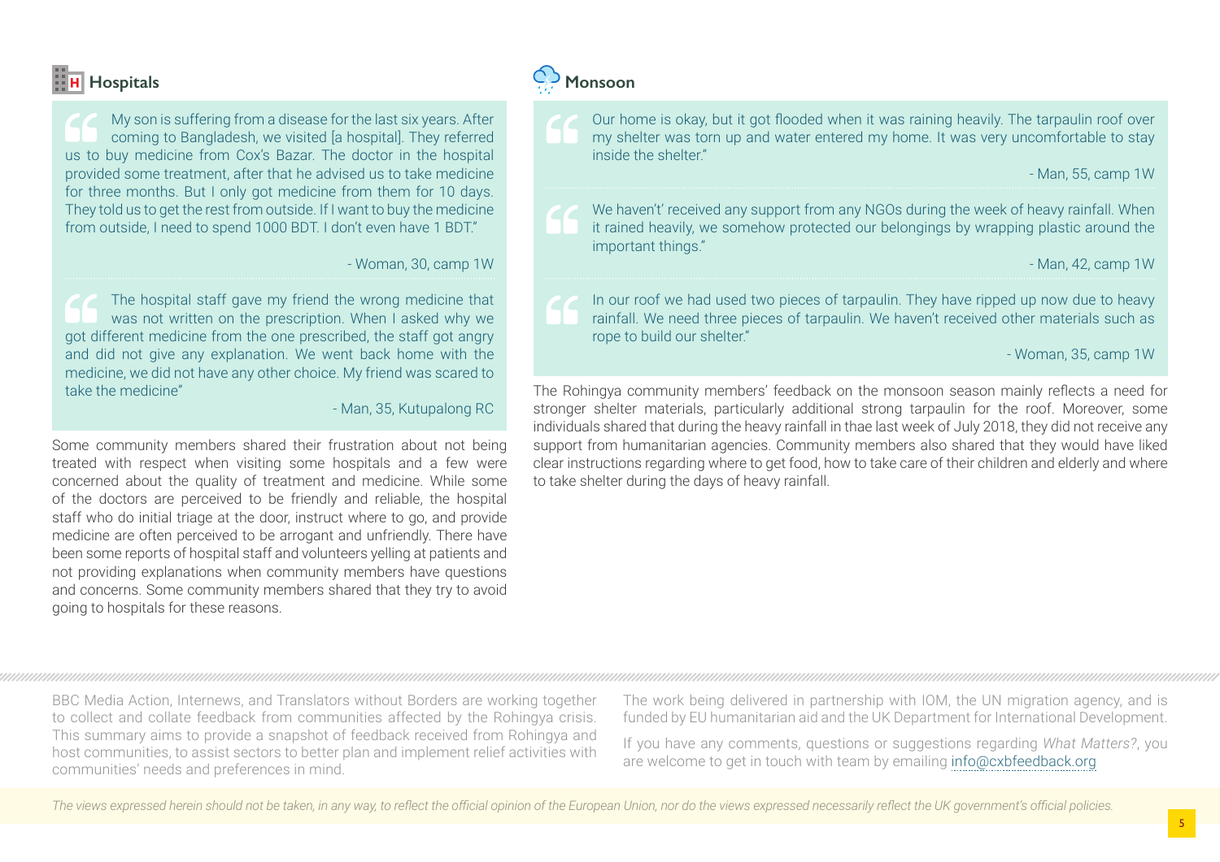## Hospitals

> "My son is suffering from a disease for the last six years. After coming to Bangladesh, we visited [a hospital]. They referred us to buy medicine from Cox's Bazar. The doctor in the hospital provided some treatment, after that he advised us to take medicine for three months. But I only got medicine from them for 10 days. They told us to get the rest from outside. If I want to buy the medicine from outside, I need to spend 1000 BDT. I don't even have 1 BDT."
>
> \- Woman, 30, camp 1W

> "The hospital staff gave my friend the wrong medicine that was not written on the prescription. When I asked why we got different medicine from the one prescribed, the staff got angry and did not give any explanation. We went back home with the medicine, we did not have any other choice. My friend was scared to take the medicine"
>
> \- Man, 35, Kutupalong RC

Some community members shared their frustration about not being treated with respect when visiting some hospitals and a few were concerned about the quality of treatment and medicine. While some of the doctors are perceived to be friendly and reliable, the hospital staff who do initial triage at the door, instruct where to go, and provide medicine are often perceived to be arrogant and unfriendly. There have been some reports of hospital staff and volunteers yelling at patients and not providing explanations when community members have questions and concerns. Some community members shared that they try to avoid going to hospitals for these reasons.

## Monsoon

> "Our home is okay, but it got flooded when it was raining heavily. The tarpaulin roof over my shelter was torn up and water entered my home. It was very uncomfortable to stay inside the shelter."
>
> \- Man, 55, camp 1W

> "We haven't' received any support from any NGOs during the week of heavy rainfall. When it rained heavily, we somehow protected our belongings by wrapping plastic around the important things."
>
> \- Man, 42, camp 1W

> "In our roof we had used two pieces of tarpaulin. They have ripped up now due to heavy rainfall. We need three pieces of tarpaulin. We haven't received other materials such as rope to build our shelter."
>
> \- Woman, 35, camp 1W

The Rohingya community members' feedback on the monsoon season mainly reflects a need for stronger shelter materials, particularly additional strong tarpaulin for the roof. Moreover, some individuals shared that during the heavy rainfall in thae last week of July 2018, they did not receive any support from humanitarian agencies. Community members also shared that they would have liked clear instructions regarding where to get food, how to take care of their children and elderly and where to take shelter during the days of heavy rainfall.

---

BBC Media Action, Internews, and Translators without Borders are working together to collect and collate feedback from communities affected by the Rohingya crisis. This summary aims to provide a snapshot of feedback received from Rohingya and host communities, to assist sectors to better plan and implement relief activities with communities' needs and preferences in mind.

The work being delivered in partnership with IOM, the UN migration agency, and is funded by EU humanitarian aid and the UK Department for International Development.

If you have any comments, questions or suggestions regarding *What Matters?*, you are welcome to get in touch with team by emailing info@cxbfeedback.org

*The views expressed herein should not be taken, in any way, to reflect the official opinion of the European Union, nor do the views expressed necessarily reflect the UK government's official policies.*